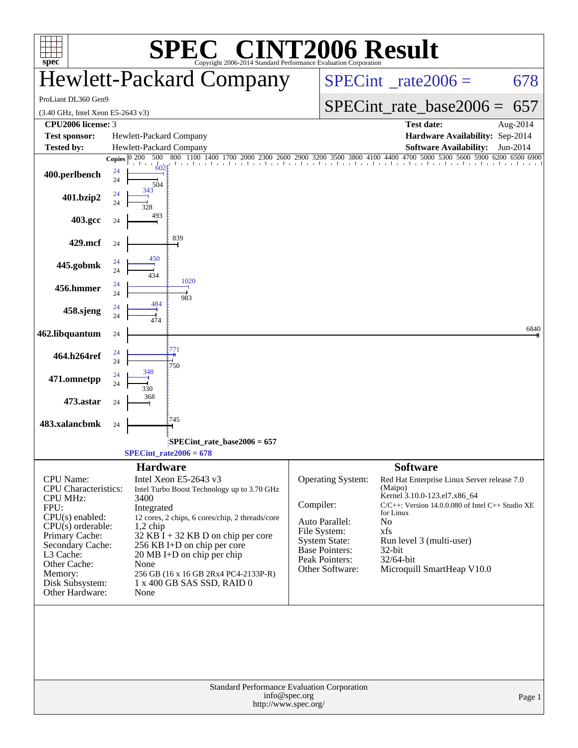# SPEC® CINT2006 Result

Copyright 2006-2014 Standard Performance Evaluation Corporation

## Hewlett-Packard Company

ProLiant DL360 Gen9

(3.40 GHz, Intel Xeon E5-2643 v3)

SPECint_rate2006 = 678

SPECint_rate_base2006 = 657

| | | | |
|---|---|---|---|
| **CPU2006 license:** 3 | | **Test date:** | Aug-2014 |
| **Test sponsor:** | Hewlett-Packard Company | **Hardware Availability:** | Sep-2014 |
| **Tested by:** | Hewlett-Packard Company | **Software Availability:** | Jun-2014 |

| Benchmark | Copies (peak) | Peak | Copies (base) | Base |
|---|---|---|---|---|
| 400.perlbench | 24 | 602 | 24 | 504 |
| 401.bzip2 | 24 | 343 | 24 | 328 |
| 403.gcc | | | 24 | 493 |
| 429.mcf | | | 24 | 839 |
| 445.gobmk | 24 | 450 | 24 | 434 |
| 456.hmmer | 24 | 1020 | 24 | 983 |
| 458.sjeng | 24 | 484 | 24 | 474 |
| 462.libquantum | | | 24 | 6840 |
| 464.h264ref | 24 | 771 | 24 | 750 |
| 471.omnetpp | 24 | 348 | 24 | 330 |
| 473.astar | | | 24 | 368 |
| 483.xalancbmk | | | 24 | 745 |

SPECint_rate_base2006 = 657

SPECint_rate2006 = 678

## Hardware

| | |
|---|---|
| CPU Name: | Intel Xeon E5-2643 v3 |
| CPU Characteristics: | Intel Turbo Boost Technology up to 3.70 GHz |
| CPU MHz: | 3400 |
| FPU: | Integrated |
| CPU(s) enabled: | 12 cores, 2 chips, 6 cores/chip, 2 threads/core |
| CPU(s) orderable: | 1,2 chip |
| Primary Cache: | 32 KB I + 32 KB D on chip per core |
| Secondary Cache: | 256 KB I+D on chip per core |
| L3 Cache: | 20 MB I+D on chip per chip |
| Other Cache: | None |
| Memory: | 256 GB (16 x 16 GB 2Rx4 PC4-2133P-R) |
| Disk Subsystem: | 1 x 400 GB SAS SSD, RAID 0 |
| Other Hardware: | None |

## Software

| | |
|---|---|
| Operating System: | Red Hat Enterprise Linux Server release 7.0 (Maipo) Kernel 3.10.0-123.el7.x86_64 |
| Compiler: | C/C++: Version 14.0.0.080 of Intel C++ Studio XE for Linux |
| Auto Parallel: | No |
| File System: | xfs |
| System State: | Run level 3 (multi-user) |
| Base Pointers: | 32-bit |
| Peak Pointers: | 32/64-bit |
| Other Software: | Microquill SmartHeap V10.0 |

Standard Performance Evaluation Corporation
info@spec.org
http://www.spec.org/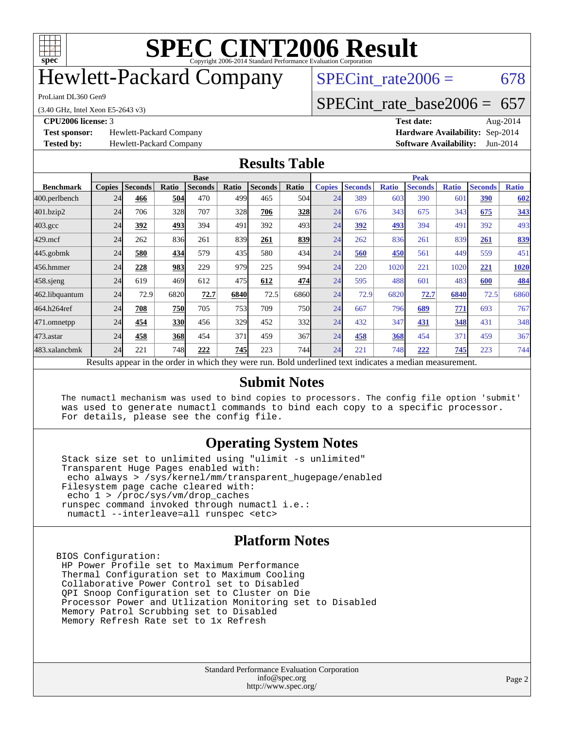# SPEC CINT2006 Result

Copyright 2006-2014 Standard Performance Evaluation Corporation

# Hewlett-Packard Company

ProLiant DL360 Gen9

(3.40 GHz, Intel Xeon E5-2643 v3)

SPECint_rate2006 = 678

SPECint_rate_base2006 = 657

**CPU2006 license:** 3

**Test sponsor:** Hewlett-Packard Company

**Tested by:** Hewlett-Packard Company

**Test date:** Aug-2014

**Hardware Availability:** Sep-2014

**Software Availability:** Jun-2014

## Results Table

| | Base | | | | | | | Peak | | | | | | |
|---|---|---|---|---|---|---|---|---|---|---|---|---|---|---|
| **Benchmark** | **Copies** | **Seconds** | **Ratio** | **Seconds** | **Ratio** | **Seconds** | **Ratio** | **Copies** | **Seconds** | **Ratio** | **Seconds** | **Ratio** | **Seconds** | **Ratio** |
| 400.perlbench | 24 | **466** | **504** | 470 | 499 | 465 | 504 | 24 | 389 | 603 | 390 | 601 | **390** | **602** |
| 401.bzip2 | 24 | 706 | 328 | 707 | 328 | **706** | **328** | 24 | 676 | 343 | 675 | 343 | **675** | **343** |
| 403.gcc | 24 | **392** | **493** | 394 | 491 | 392 | 493 | 24 | **392** | **493** | 394 | 491 | 392 | 493 |
| 429.mcf | 24 | 262 | 836 | 261 | 839 | **261** | **839** | 24 | 262 | 836 | 261 | 839 | **261** | **839** |
| 445.gobmk | 24 | **580** | **434** | 579 | 435 | 580 | 434 | 24 | **560** | **450** | 561 | 449 | 559 | 451 |
| 456.hmmer | 24 | **228** | **983** | 229 | 979 | 225 | 994 | 24 | 220 | 1020 | 221 | 1020 | **221** | **1020** |
| 458.sjeng | 24 | 619 | 469 | 612 | 475 | **612** | **474** | 24 | 595 | 488 | 601 | 483 | **600** | **484** |
| 462.libquantum | 24 | 72.9 | 6820 | **72.7** | **6840** | 72.5 | 6860 | 24 | 72.9 | 6820 | **72.7** | **6840** | 72.5 | 6860 |
| 464.h264ref | 24 | **708** | **750** | 705 | 753 | 709 | 750 | 24 | 667 | 796 | **689** | **771** | 693 | 767 |
| 471.omnetpp | 24 | **454** | **330** | 456 | 329 | 452 | 332 | 24 | 432 | 347 | **431** | **348** | 431 | 348 |
| 473.astar | 24 | **458** | **368** | 454 | 371 | 459 | 367 | 24 | **458** | **368** | 454 | 371 | 459 | 367 |
| 483.xalancbmk | 24 | 221 | 748 | **222** | **745** | 223 | 744 | 24 | 221 | 748 | **222** | **745** | 223 | 744 |

Results appear in the order in which they were run. Bold underlined text indicates a median measurement.

## Submit Notes

```
The numactl mechanism was used to bind copies to processors. The config file option 'submit'
was used to generate numactl commands to bind each copy to a specific processor.
For details, please see the config file.
```

## Operating System Notes

```
Stack size set to unlimited using "ulimit -s unlimited"
Transparent Huge Pages enabled with:
 echo always > /sys/kernel/mm/transparent_hugepage/enabled
Filesystem page cache cleared with:
 echo 1 > /proc/sys/vm/drop_caches
runspec command invoked through numactl i.e.:
 numactl --interleave=all runspec <etc>
```

## Platform Notes

```
BIOS Configuration:
 HP Power Profile set to Maximum Performance
 Thermal Configuration set to Maximum Cooling
 Collaborative Power Control set to Disabled
 QPI Snoop Configuration set to Cluster on Die
 Processor Power and Utlization Monitoring set to Disabled
 Memory Patrol Scrubbing set to Disabled
 Memory Refresh Rate set to 1x Refresh
```

Standard Performance Evaluation Corporation
info@spec.org
http://www.spec.org/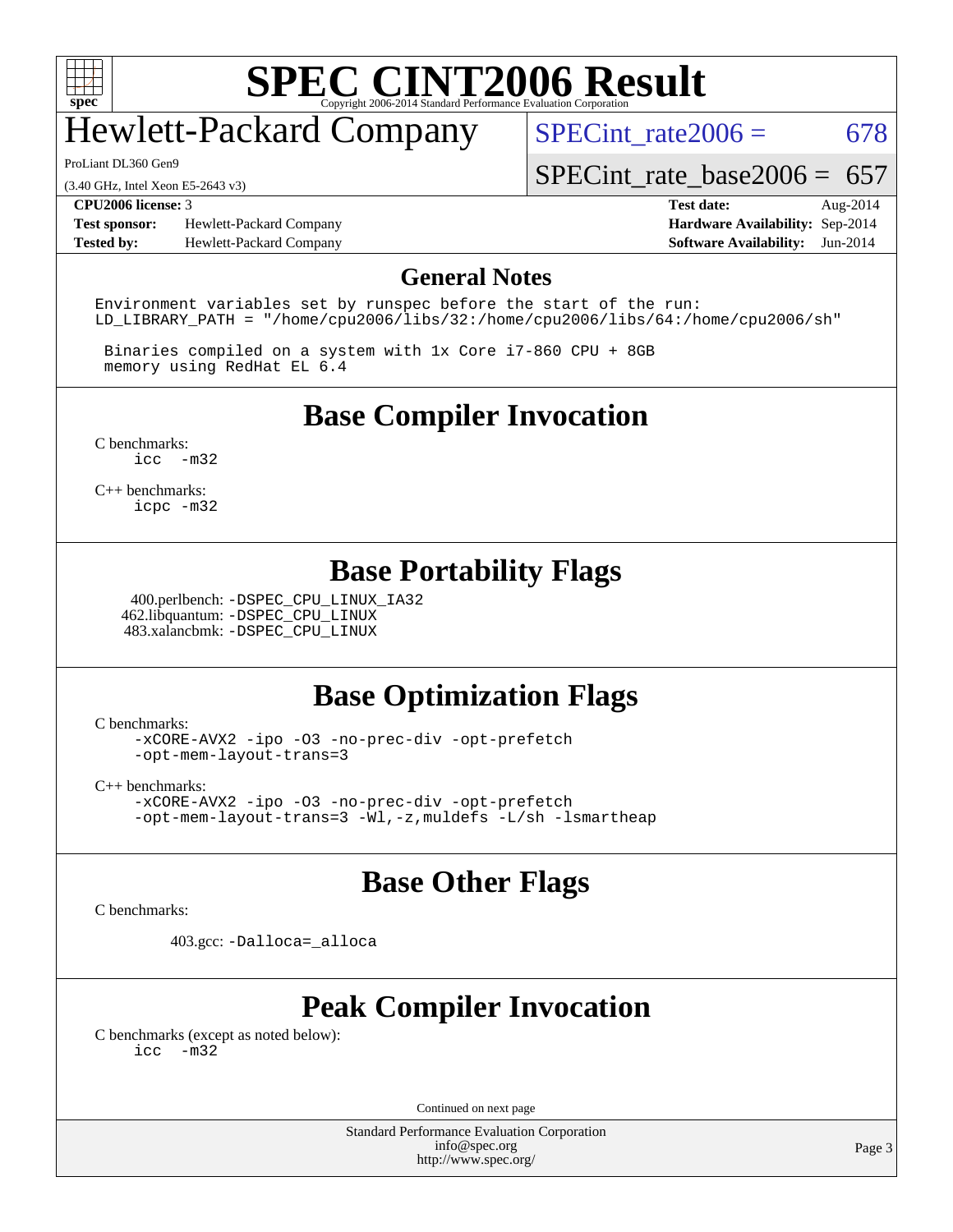# SPEC CINT2006 Result

## Hewlett-Packard Company

ProLiant DL360 Gen9

(3.40 GHz, Intel Xeon E5-2643 v3)

SPECint_rate2006 = 678

SPECint_rate_base2006 = 657

| | | | |
|---|---|---|---|
| **CPU2006 license:** 3 | | **Test date:** | Aug-2014 |
| **Test sponsor:** | Hewlett-Packard Company | **Hardware Availability:** | Sep-2014 |
| **Tested by:** | Hewlett-Packard Company | **Software Availability:** | Jun-2014 |

## General Notes

```
Environment variables set by runspec before the start of the run:
LD_LIBRARY_PATH = "/home/cpu2006/libs/32:/home/cpu2006/libs/64:/home/cpu2006/sh"

 Binaries compiled on a system with 1x Core i7-860 CPU + 8GB
 memory using RedHat EL 6.4
```

## Base Compiler Invocation

C benchmarks:
```
icc  -m32
```

C++ benchmarks:
```
icpc -m32
```

## Base Portability Flags

400.perlbench: `-DSPEC_CPU_LINUX_IA32`
462.libquantum: `-DSPEC_CPU_LINUX`
483.xalancbmk: `-DSPEC_CPU_LINUX`

## Base Optimization Flags

C benchmarks:
```
-xCORE-AVX2 -ipo -O3 -no-prec-div -opt-prefetch
-opt-mem-layout-trans=3
```

C++ benchmarks:
```
-xCORE-AVX2 -ipo -O3 -no-prec-div -opt-prefetch
-opt-mem-layout-trans=3 -Wl,-z,muldefs -L/sh -lsmartheap
```

## Base Other Flags

C benchmarks:

403.gcc: `-Dalloca=_alloca`

## Peak Compiler Invocation

C benchmarks (except as noted below):
```
icc  -m32
```

Continued on next page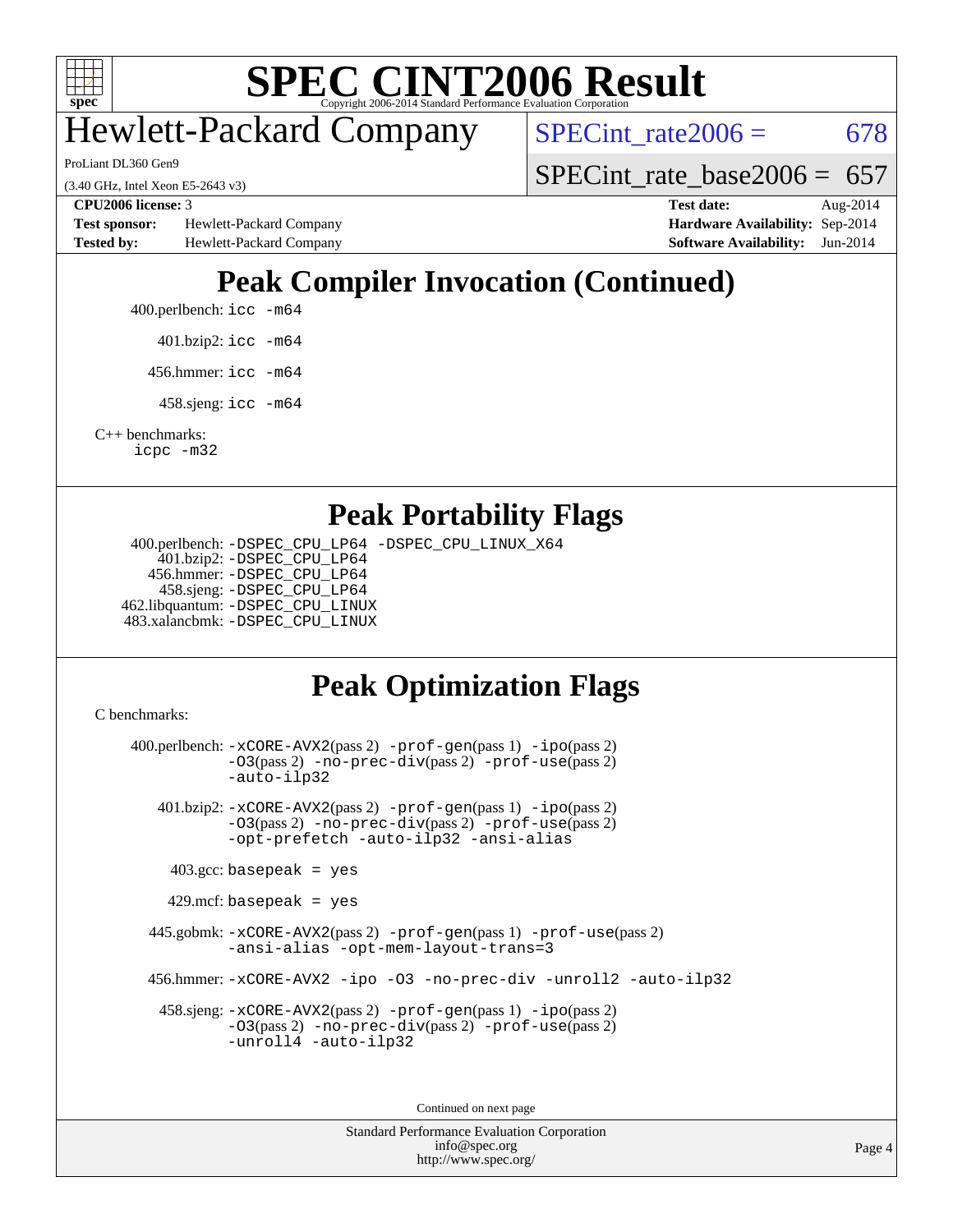# SPEC CINT2006 Result

Copyright 2006-2014 Standard Performance Evaluation Corporation

# Hewlett-Packard Company

ProLiant DL360 Gen9

(3.40 GHz, Intel Xeon E5-2643 v3)

SPECint_rate2006 = 678

SPECint_rate_base2006 = 657

**CPU2006 license:** 3

**Test sponsor:** Hewlett-Packard Company

**Tested by:** Hewlett-Packard Company

**Test date:** Aug-2014

**Hardware Availability:** Sep-2014

**Software Availability:** Jun-2014

## Peak Compiler Invocation (Continued)

400.perlbench: icc -m64

401.bzip2: icc -m64

456.hmmer: icc -m64

458.sjeng: icc -m64

C++ benchmarks:
icpc -m32

## Peak Portability Flags

400.perlbench: -DSPEC_CPU_LP64 -DSPEC_CPU_LINUX_X64
401.bzip2: -DSPEC_CPU_LP64
456.hmmer: -DSPEC_CPU_LP64
458.sjeng: -DSPEC_CPU_LP64
462.libquantum: -DSPEC_CPU_LINUX
483.xalancbmk: -DSPEC_CPU_LINUX

## Peak Optimization Flags

C benchmarks:

400.perlbench: -xCORE-AVX2(pass 2) -prof-gen(pass 1) -ipo(pass 2) -O3(pass 2) -no-prec-div(pass 2) -prof-use(pass 2) -auto-ilp32

401.bzip2: -xCORE-AVX2(pass 2) -prof-gen(pass 1) -ipo(pass 2) -O3(pass 2) -no-prec-div(pass 2) -prof-use(pass 2) -opt-prefetch -auto-ilp32 -ansi-alias

403.gcc: basepeak = yes

429.mcf: basepeak = yes

445.gobmk: -xCORE-AVX2(pass 2) -prof-gen(pass 1) -prof-use(pass 2) -ansi-alias -opt-mem-layout-trans=3

456.hmmer: -xCORE-AVX2 -ipo -O3 -no-prec-div -unroll2 -auto-ilp32

458.sjeng: -xCORE-AVX2(pass 2) -prof-gen(pass 1) -ipo(pass 2) -O3(pass 2) -no-prec-div(pass 2) -prof-use(pass 2) -unroll4 -auto-ilp32

Continued on next page

Standard Performance Evaluation Corporation
info@spec.org
http://www.spec.org/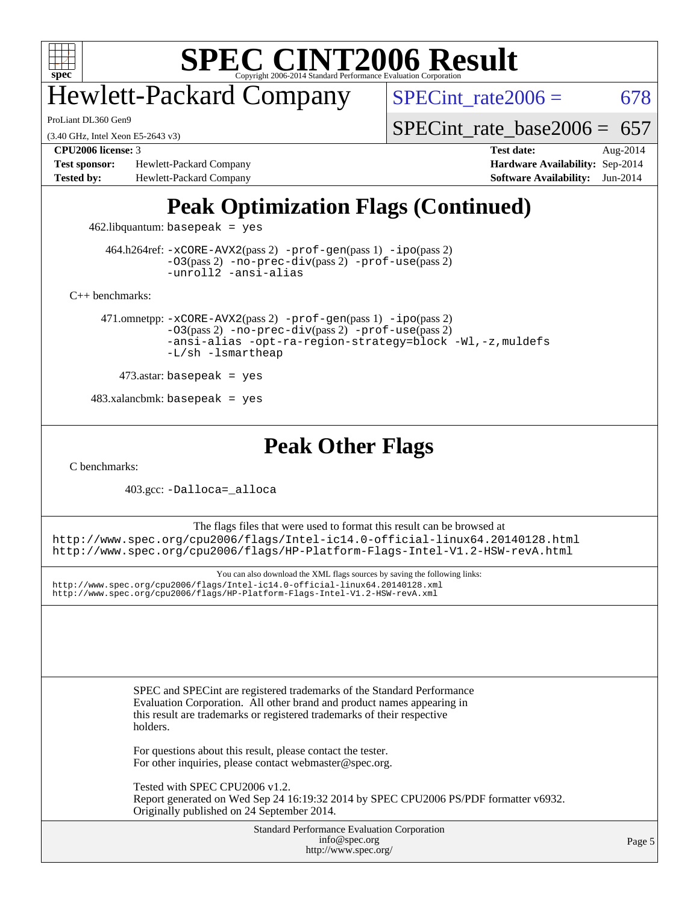## Peak Optimization Flags (Continued)

462.libquantum: basepeak = yes

464.h264ref: -xCORE-AVX2(pass 2) -prof-gen(pass 1) -ipo(pass 2) -O3(pass 2) -no-prec-div(pass 2) -prof-use(pass 2) -unroll2 -ansi-alias

C++ benchmarks:

471.omnetpp: -xCORE-AVX2(pass 2) -prof-gen(pass 1) -ipo(pass 2) -O3(pass 2) -no-prec-div(pass 2) -prof-use(pass 2) -ansi-alias -opt-ra-region-strategy=block -Wl,-z,muldefs -L/sh -lsmartheap

473.astar: basepeak = yes

483.xalancbmk: basepeak = yes

## Peak Other Flags

C benchmarks:

403.gcc: -Dalloca=_alloca

The flags files that were used to format this result can be browsed at
http://www.spec.org/cpu2006/flags/Intel-ic14.0-official-linux64.20140128.html
http://www.spec.org/cpu2006/flags/HP-Platform-Flags-Intel-V1.2-HSW-revA.html

You can also download the XML flags sources by saving the following links:
http://www.spec.org/cpu2006/flags/Intel-ic14.0-official-linux64.20140128.xml
http://www.spec.org/cpu2006/flags/HP-Platform-Flags-Intel-V1.2-HSW-revA.xml

SPEC and SPECint are registered trademarks of the Standard Performance Evaluation Corporation. All other brand and product names appearing in this result are trademarks or registered trademarks of their respective holders.

For questions about this result, please contact the tester.
For other inquiries, please contact webmaster@spec.org.

Tested with SPEC CPU2006 v1.2.
Report generated on Wed Sep 24 16:19:32 2014 by SPEC CPU2006 PS/PDF formatter v6932.
Originally published on 24 September 2014.